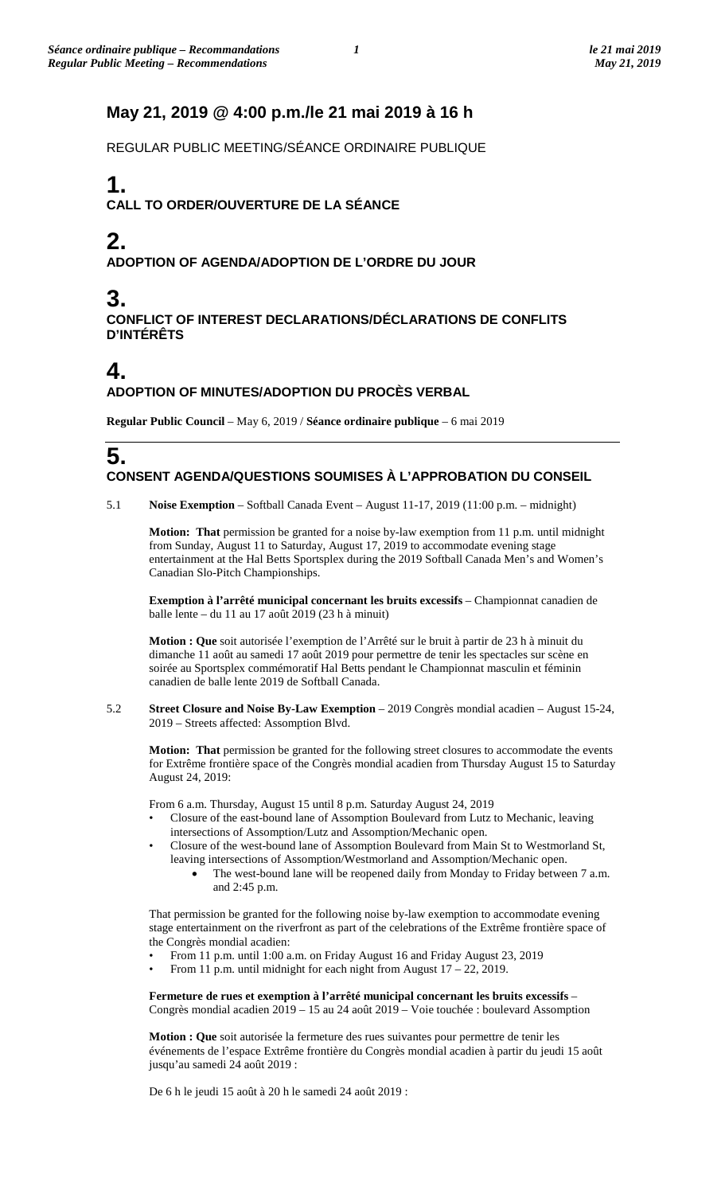## May 21, 2019 @ 4:00 p.m./le 21 mai 2019 à 16 h

REGULAR PUBLIC MEETING/SÉANCE ORDINAIRE PUBLIQUE

# 1.
**CALL TO ORDER/OUVERTURE DE LA SÉANCE**

# 2.
**ADOPTION OF AGENDA/ADOPTION DE L'ORDRE DU JOUR**

# 3.
**CONFLICT OF INTEREST DECLARATIONS/DÉCLARATIONS DE CONFLITS D'INTÉRÊTS**

# 4.
**ADOPTION OF MINUTES/ADOPTION DU PROCÈS VERBAL**

**Regular Public Council** – May 6, 2019 / **Séance ordinaire publique** – 6 mai 2019

# 5.
**CONSENT AGENDA/QUESTIONS SOUMISES À L'APPROBATION DU CONSEIL**

5.1 **Noise Exemption** – Softball Canada Event – August 11-17, 2019 (11:00 p.m. – midnight)

**Motion: That** permission be granted for a noise by-law exemption from 11 p.m. until midnight from Sunday, August 11 to Saturday, August 17, 2019 to accommodate evening stage entertainment at the Hal Betts Sportsplex during the 2019 Softball Canada Men's and Women's Canadian Slo-Pitch Championships.

**Exemption à l'arrêté municipal concernant les bruits excessifs** – Championnat canadien de balle lente – du 11 au 17 août 2019 (23 h à minuit)

**Motion : Que** soit autorisée l'exemption de l'Arrêté sur le bruit à partir de 23 h à minuit du dimanche 11 août au samedi 17 août 2019 pour permettre de tenir les spectacles sur scène en soirée au Sportsplex commémoratif Hal Betts pendant le Championnat masculin et féminin canadien de balle lente 2019 de Softball Canada.

5.2 **Street Closure and Noise By-Law Exemption** – 2019 Congrès mondial acadien – August 15-24, 2019 – Streets affected: Assomption Blvd.

**Motion: That** permission be granted for the following street closures to accommodate the events for Extrême frontière space of the Congrès mondial acadien from Thursday August 15 to Saturday August 24, 2019:

From 6 a.m. Thursday, August 15 until 8 p.m. Saturday August 24, 2019

- Closure of the east-bound lane of Assomption Boulevard from Lutz to Mechanic, leaving intersections of Assomption/Lutz and Assomption/Mechanic open.
- Closure of the west-bound lane of Assomption Boulevard from Main St to Westmorland St, leaving intersections of Assomption/Westmorland and Assomption/Mechanic open.
  - The west-bound lane will be reopened daily from Monday to Friday between 7 a.m. and 2:45 p.m.

That permission be granted for the following noise by-law exemption to accommodate evening stage entertainment on the riverfront as part of the celebrations of the Extrême frontière space of the Congrès mondial acadien:

- From 11 p.m. until 1:00 a.m. on Friday August 16 and Friday August 23, 2019
- From 11 p.m. until midnight for each night from August 17 – 22, 2019.

**Fermeture de rues et exemption à l'arrêté municipal concernant les bruits excessifs** – Congrès mondial acadien 2019 – 15 au 24 août 2019 – Voie touchée : boulevard Assomption

**Motion : Que** soit autorisée la fermeture des rues suivantes pour permettre de tenir les événements de l'espace Extrême frontière du Congrès mondial acadien à partir du jeudi 15 août jusqu'au samedi 24 août 2019 :

De 6 h le jeudi 15 août à 20 h le samedi 24 août 2019 :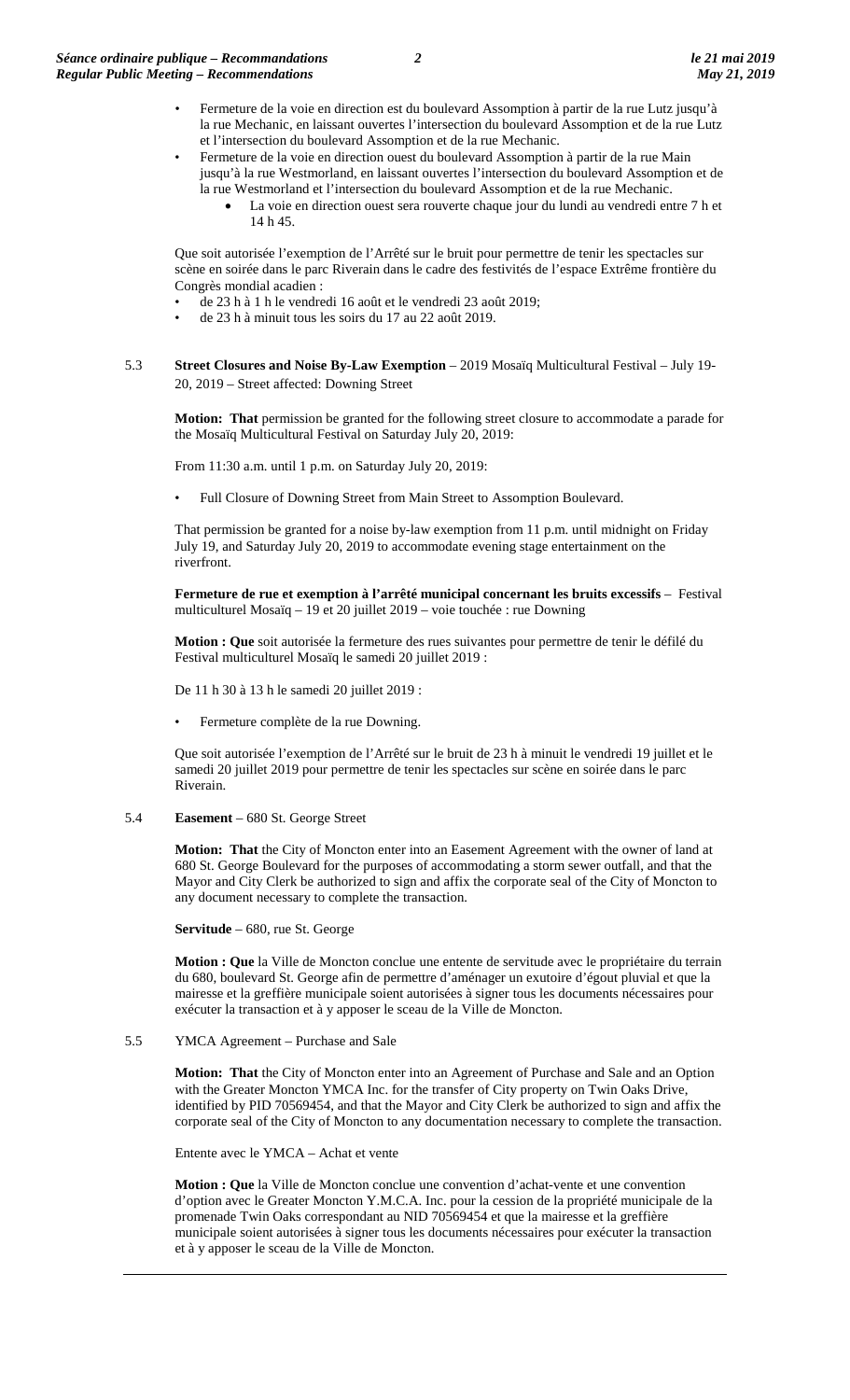- Fermeture de la voie en direction est du boulevard Assomption à partir de la rue Lutz jusqu'à la rue Mechanic, en laissant ouvertes l'intersection du boulevard Assomption et de la rue Lutz et l'intersection du boulevard Assomption et de la rue Mechanic.
- Fermeture de la voie en direction ouest du boulevard Assomption à partir de la rue Main jusqu'à la rue Westmorland, en laissant ouvertes l'intersection du boulevard Assomption et de la rue Westmorland et l'intersection du boulevard Assomption et de la rue Mechanic.
  - La voie en direction ouest sera rouverte chaque jour du lundi au vendredi entre 7 h et 14 h 45.

Que soit autorisée l'exemption de l'Arrêté sur le bruit pour permettre de tenir les spectacles sur scène en soirée dans le parc Riverain dans le cadre des festivités de l'espace Extrême frontière du Congrès mondial acadien :

- de 23 h à 1 h le vendredi 16 août et le vendredi 23 août 2019;
- de 23 h à minuit tous les soirs du 17 au 22 août 2019.

5.3 **Street Closures and Noise By-Law Exemption** – 2019 Mosaïq Multicultural Festival – July 19-20, 2019 – Street affected: Downing Street

**Motion: That** permission be granted for the following street closure to accommodate a parade for the Mosaïq Multicultural Festival on Saturday July 20, 2019:

From 11:30 a.m. until 1 p.m. on Saturday July 20, 2019:

- Full Closure of Downing Street from Main Street to Assomption Boulevard.

That permission be granted for a noise by-law exemption from 11 p.m. until midnight on Friday July 19, and Saturday July 20, 2019 to accommodate evening stage entertainment on the riverfront.

**Fermeture de rue et exemption à l'arrêté municipal concernant les bruits excessifs** – Festival multiculturel Mosaïq – 19 et 20 juillet 2019 – voie touchée : rue Downing

**Motion : Que** soit autorisée la fermeture des rues suivantes pour permettre de tenir le défilé du Festival multiculturel Mosaïq le samedi 20 juillet 2019 :

De 11 h 30 à 13 h le samedi 20 juillet 2019 :

- Fermeture complète de la rue Downing.

Que soit autorisée l'exemption de l'Arrêté sur le bruit de 23 h à minuit le vendredi 19 juillet et le samedi 20 juillet 2019 pour permettre de tenir les spectacles sur scène en soirée dans le parc Riverain.

5.4 **Easement** – 680 St. George Street

**Motion: That** the City of Moncton enter into an Easement Agreement with the owner of land at 680 St. George Boulevard for the purposes of accommodating a storm sewer outfall, and that the Mayor and City Clerk be authorized to sign and affix the corporate seal of the City of Moncton to any document necessary to complete the transaction.

**Servitude** – 680, rue St. George

**Motion : Que** la Ville de Moncton conclue une entente de servitude avec le propriétaire du terrain du 680, boulevard St. George afin de permettre d'aménager un exutoire d'égout pluvial et que la mairesse et la greffière municipale soient autorisées à signer tous les documents nécessaires pour exécuter la transaction et à y apposer le sceau de la Ville de Moncton.

5.5 YMCA Agreement – Purchase and Sale

**Motion: That** the City of Moncton enter into an Agreement of Purchase and Sale and an Option with the Greater Moncton YMCA Inc. for the transfer of City property on Twin Oaks Drive, identified by PID 70569454, and that the Mayor and City Clerk be authorized to sign and affix the corporate seal of the City of Moncton to any documentation necessary to complete the transaction.

Entente avec le YMCA – Achat et vente

**Motion : Que** la Ville de Moncton conclue une convention d'achat-vente et une convention d'option avec le Greater Moncton Y.M.C.A. Inc. pour la cession de la propriété municipale de la promenade Twin Oaks correspondant au NID 70569454 et que la mairesse et la greffière municipale soient autorisées à signer tous les documents nécessaires pour exécuter la transaction et à y apposer le sceau de la Ville de Moncton.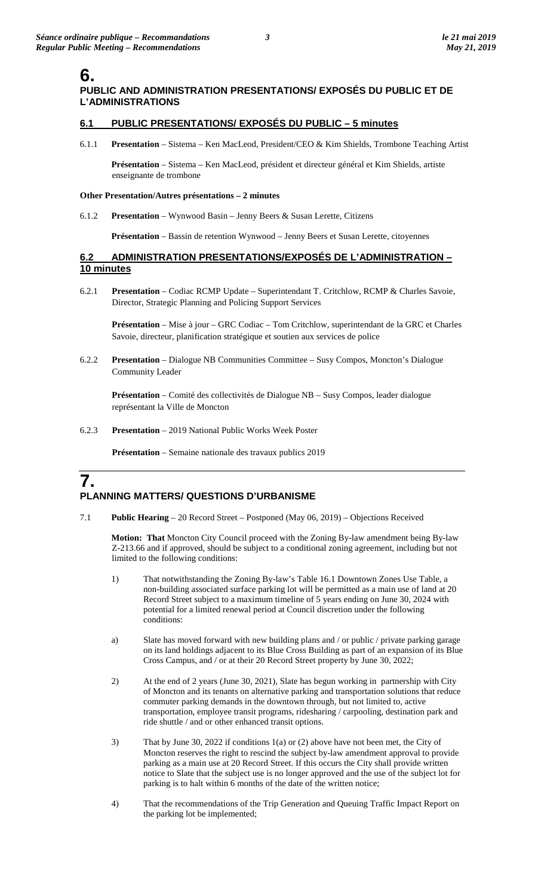# 6. PUBLIC AND ADMINISTRATION PRESENTATIONS/ EXPOSÉS DU PUBLIC ET DE L'ADMINISTRATIONS

## 6.1 PUBLIC PRESENTATIONS/ EXPOSÉS DU PUBLIC – 5 minutes

6.1.1 **Presentation** – Sistema – Ken MacLeod, President/CEO & Kim Shields, Trombone Teaching Artist

**Présentation** – Sistema – Ken MacLeod, président et directeur général et Kim Shields, artiste enseignante de trombone

**Other Presentation/Autres présentations – 2 minutes**

6.1.2 **Presentation** – Wynwood Basin – Jenny Beers & Susan Lerette, Citizens

**Présentation** – Bassin de retention Wynwood – Jenny Beers et Susan Lerette, citoyennes

## 6.2 ADMINISTRATION PRESENTATIONS/EXPOSÉS DE L'ADMINISTRATION – 10 minutes

6.2.1 **Presentation** – Codiac RCMP Update – Superintendant T. Critchlow, RCMP & Charles Savoie, Director, Strategic Planning and Policing Support Services

**Présentation** – Mise à jour – GRC Codiac – Tom Critchlow, superintendant de la GRC et Charles Savoie, directeur, planification stratégique et soutien aux services de police

6.2.2 **Presentation** – Dialogue NB Communities Committee – Susy Compos, Moncton's Dialogue Community Leader

**Présentation** – Comité des collectivités de Dialogue NB – Susy Compos, leader dialogue représentant la Ville de Moncton

6.2.3 **Presentation** – 2019 National Public Works Week Poster

**Présentation** – Semaine nationale des travaux publics 2019

# 7. PLANNING MATTERS/ QUESTIONS D'URBANISME

7.1 **Public Hearing** – 20 Record Street – Postponed (May 06, 2019) – Objections Received

**Motion: That** Moncton City Council proceed with the Zoning By-law amendment being By-law Z-213.66 and if approved, should be subject to a conditional zoning agreement, including but not limited to the following conditions:

1) That notwithstanding the Zoning By-law's Table 16.1 Downtown Zones Use Table, a non-building associated surface parking lot will be permitted as a main use of land at 20 Record Street subject to a maximum timeline of 5 years ending on June 30, 2024 with potential for a limited renewal period at Council discretion under the following conditions:

a) Slate has moved forward with new building plans and / or public / private parking garage on its land holdings adjacent to its Blue Cross Building as part of an expansion of its Blue Cross Campus, and / or at their 20 Record Street property by June 30, 2022;

2) At the end of 2 years (June 30, 2021), Slate has begun working in partnership with City of Moncton and its tenants on alternative parking and transportation solutions that reduce commuter parking demands in the downtown through, but not limited to, active transportation, employee transit programs, ridesharing / carpooling, destination park and ride shuttle / and or other enhanced transit options.

3) That by June 30, 2022 if conditions 1(a) or (2) above have not been met, the City of Moncton reserves the right to rescind the subject by-law amendment approval to provide parking as a main use at 20 Record Street. If this occurs the City shall provide written notice to Slate that the subject use is no longer approved and the use of the subject lot for parking is to halt within 6 months of the date of the written notice;

4) That the recommendations of the Trip Generation and Queuing Traffic Impact Report on the parking lot be implemented;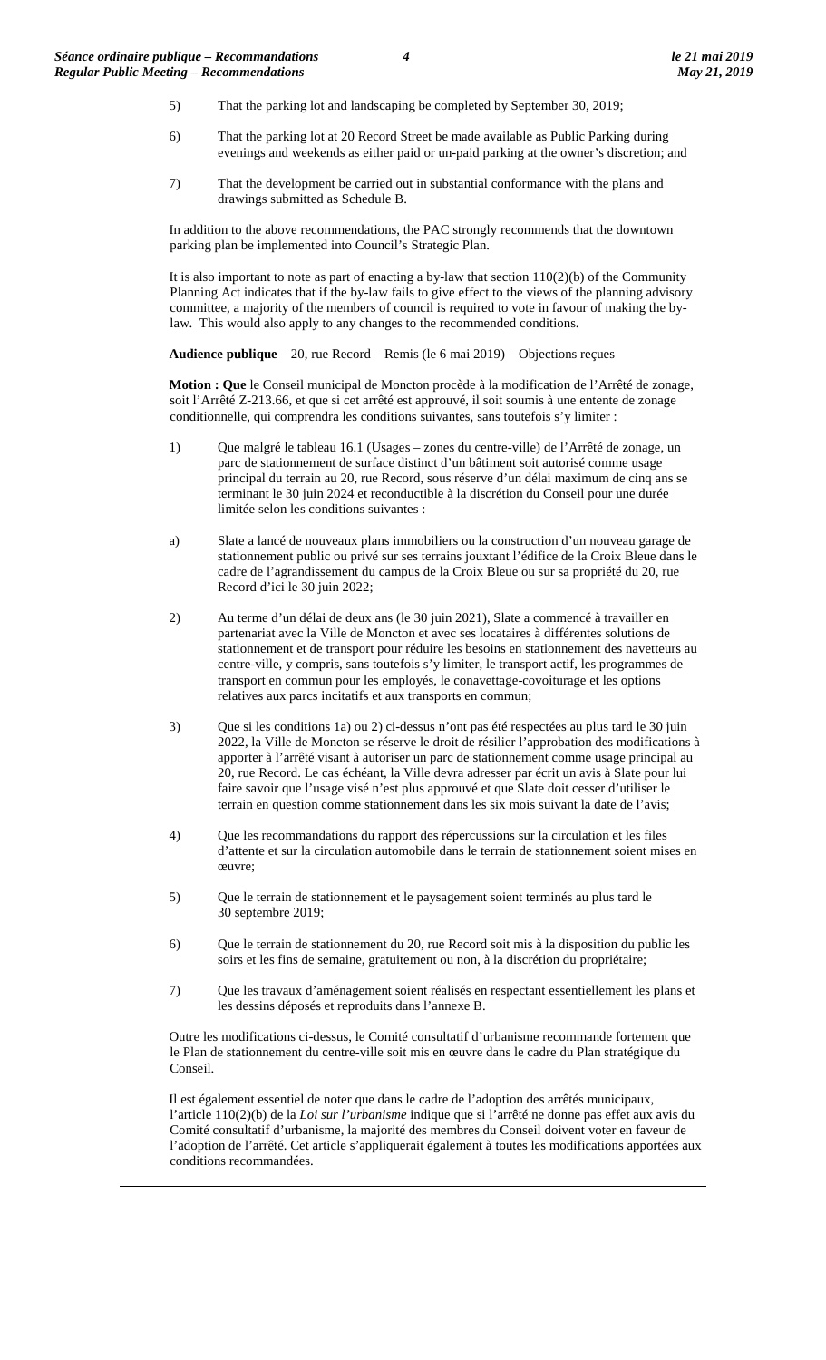5) That the parking lot and landscaping be completed by September 30, 2019;

6) That the parking lot at 20 Record Street be made available as Public Parking during evenings and weekends as either paid or un-paid parking at the owner's discretion; and

7) That the development be carried out in substantial conformance with the plans and drawings submitted as Schedule B.

In addition to the above recommendations, the PAC strongly recommends that the downtown parking plan be implemented into Council's Strategic Plan.

It is also important to note as part of enacting a by-law that section 110(2)(b) of the Community Planning Act indicates that if the by-law fails to give effect to the views of the planning advisory committee, a majority of the members of council is required to vote in favour of making the by-law. This would also apply to any changes to the recommended conditions.

**Audience publique** – 20, rue Record – Remis (le 6 mai 2019) – Objections reçues

**Motion : Que** le Conseil municipal de Moncton procède à la modification de l'Arrêté de zonage, soit l'Arrêté Z-213.66, et que si cet arrêté est approuvé, il soit soumis à une entente de zonage conditionnelle, qui comprendra les conditions suivantes, sans toutefois s'y limiter :

1) Que malgré le tableau 16.1 (Usages – zones du centre-ville) de l'Arrêté de zonage, un parc de stationnement de surface distinct d'un bâtiment soit autorisé comme usage principal du terrain au 20, rue Record, sous réserve d'un délai maximum de cinq ans se terminant le 30 juin 2024 et reconductible à la discrétion du Conseil pour une durée limitée selon les conditions suivantes :

a) Slate a lancé de nouveaux plans immobiliers ou la construction d'un nouveau garage de stationnement public ou privé sur ses terrains jouxtant l'édifice de la Croix Bleue dans le cadre de l'agrandissement du campus de la Croix Bleue ou sur sa propriété du 20, rue Record d'ici le 30 juin 2022;

2) Au terme d'un délai de deux ans (le 30 juin 2021), Slate a commencé à travailler en partenariat avec la Ville de Moncton et avec ses locataires à différentes solutions de stationnement et de transport pour réduire les besoins en stationnement des navetteurs au centre-ville, y compris, sans toutefois s'y limiter, le transport actif, les programmes de transport en commun pour les employés, le conavettage-covoiturage et les options relatives aux parcs incitatifs et aux transports en commun;

3) Que si les conditions 1a) ou 2) ci-dessus n'ont pas été respectées au plus tard le 30 juin 2022, la Ville de Moncton se réserve le droit de résilier l'approbation des modifications à apporter à l'arrêté visant à autoriser un parc de stationnement comme usage principal au 20, rue Record. Le cas échéant, la Ville devra adresser par écrit un avis à Slate pour lui faire savoir que l'usage visé n'est plus approuvé et que Slate doit cesser d'utiliser le terrain en question comme stationnement dans les six mois suivant la date de l'avis;

4) Que les recommandations du rapport des répercussions sur la circulation et les files d'attente et sur la circulation automobile dans le terrain de stationnement soient mises en œuvre;

5) Que le terrain de stationnement et le paysagement soient terminés au plus tard le 30 septembre 2019;

6) Que le terrain de stationnement du 20, rue Record soit mis à la disposition du public les soirs et les fins de semaine, gratuitement ou non, à la discrétion du propriétaire;

7) Que les travaux d'aménagement soient réalisés en respectant essentiellement les plans et les dessins déposés et reproduits dans l'annexe B.

Outre les modifications ci-dessus, le Comité consultatif d'urbanisme recommande fortement que le Plan de stationnement du centre-ville soit mis en œuvre dans le cadre du Plan stratégique du Conseil.

Il est également essentiel de noter que dans le cadre de l'adoption des arrêtés municipaux, l'article 110(2)(b) de la *Loi sur l'urbanisme* indique que si l'arrêté ne donne pas effet aux avis du Comité consultatif d'urbanisme, la majorité des membres du Conseil doivent voter en faveur de l'adoption de l'arrêté. Cet article s'appliquerait également à toutes les modifications apportées aux conditions recommandées.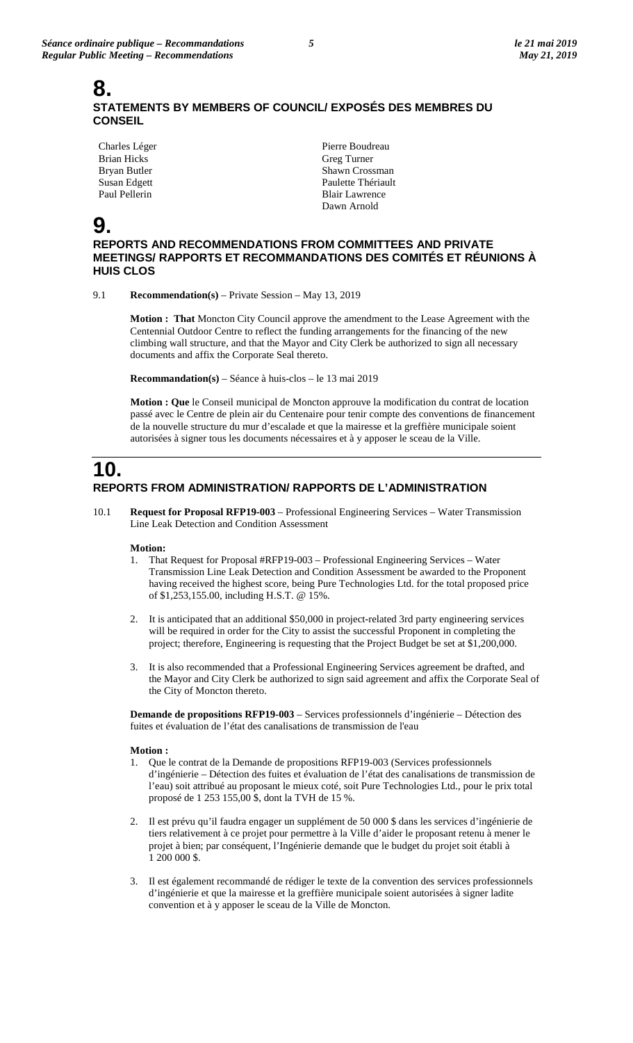# 8.

## STATEMENTS BY MEMBERS OF COUNCIL/ EXPOSÉS DES MEMBRES DU CONSEIL

Charles Léger
Brian Hicks
Bryan Butler
Susan Edgett
Paul Pellerin
Pierre Boudreau
Greg Turner
Shawn Crossman
Paulette Thériault
Blair Lawrence
Dawn Arnold

# 9.

## REPORTS AND RECOMMENDATIONS FROM COMMITTEES AND PRIVATE MEETINGS/ RAPPORTS ET RECOMMANDATIONS DES COMITÉS ET RÉUNIONS À HUIS CLOS

9.1 **Recommendation(s)** – Private Session – May 13, 2019

**Motion : That** Moncton City Council approve the amendment to the Lease Agreement with the Centennial Outdoor Centre to reflect the funding arrangements for the financing of the new climbing wall structure, and that the Mayor and City Clerk be authorized to sign all necessary documents and affix the Corporate Seal thereto.

**Recommandation(s)** – Séance à huis-clos – le 13 mai 2019

**Motion : Que** le Conseil municipal de Moncton approuve la modification du contrat de location passé avec le Centre de plein air du Centenaire pour tenir compte des conventions de financement de la nouvelle structure du mur d'escalade et que la mairesse et la greffière municipale soient autorisées à signer tous les documents nécessaires et à y apposer le sceau de la Ville.

# 10.

## REPORTS FROM ADMINISTRATION/ RAPPORTS DE L'ADMINISTRATION

10.1 **Request for Proposal RFP19-003** – Professional Engineering Services – Water Transmission Line Leak Detection and Condition Assessment

**Motion:**

1. That Request for Proposal #RFP19-003 – Professional Engineering Services – Water Transmission Line Leak Detection and Condition Assessment be awarded to the Proponent having received the highest score, being Pure Technologies Ltd. for the total proposed price of $1,253,155.00, including H.S.T. @ 15%.

2. It is anticipated that an additional $50,000 in project-related 3rd party engineering services will be required in order for the City to assist the successful Proponent in completing the project; therefore, Engineering is requesting that the Project Budget be set at $1,200,000.

3. It is also recommended that a Professional Engineering Services agreement be drafted, and the Mayor and City Clerk be authorized to sign said agreement and affix the Corporate Seal of the City of Moncton thereto.

**Demande de propositions RFP19-003** – Services professionnels d'ingénierie – Détection des fuites et évaluation de l'état des canalisations de transmission de l'eau

**Motion :**

1. Que le contrat de la Demande de propositions RFP19-003 (Services professionnels d'ingénierie – Détection des fuites et évaluation de l'état des canalisations de transmission de l'eau) soit attribué au proposant le mieux coté, soit Pure Technologies Ltd., pour le prix total proposé de 1 253 155,00 $, dont la TVH de 15 %.

2. Il est prévu qu'il faudra engager un supplément de 50 000 $ dans les services d'ingénierie de tiers relativement à ce projet pour permettre à la Ville d'aider le proposant retenu à mener le projet à bien; par conséquent, l'Ingénierie demande que le budget du projet soit établi à 1 200 000 $.

3. Il est également recommandé de rédiger le texte de la convention des services professionnels d'ingénierie et que la mairesse et la greffière municipale soient autorisées à signer ladite convention et à y apposer le sceau de la Ville de Moncton.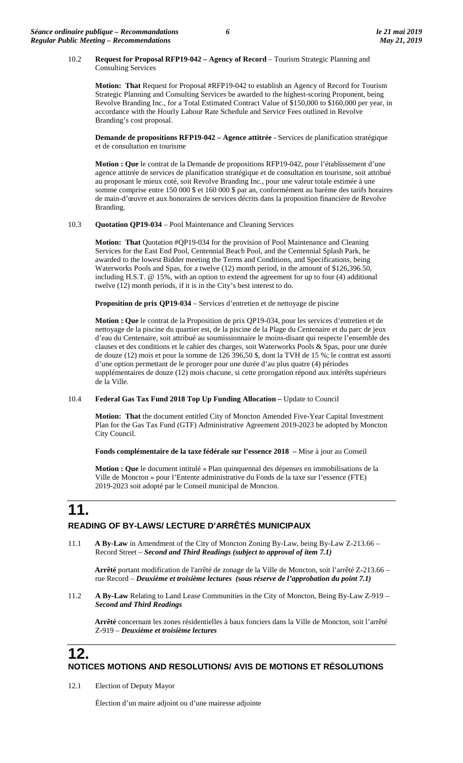10.2 **Request for Proposal RFP19-042 – Agency of Record** – Tourism Strategic Planning and Consulting Services

**Motion: That** Request for Proposal #RFP19-042 to establish an Agency of Record for Tourism Strategic Planning and Consulting Services be awarded to the highest-scoring Proponent, being Revolve Branding Inc., for a Total Estimated Contract Value of $150,000 to $160,000 per year, in accordance with the Hourly Labour Rate Schedule and Service Fees outlined in Revolve Branding's cost proposal.

**Demande de propositions RFP19-042 – Agence attitrée -** Services de planification stratégique et de consultation en tourisme

**Motion : Que** le contrat de la Demande de propositions RFP19-042, pour l'établissement d'une agence attitrée de services de planification stratégique et de consultation en tourisme, soit attribué au proposant le mieux coté, soit Revolve Branding Inc., pour une valeur totale estimée à une somme comprise entre 150 000 $ et 160 000 $ par an, conformément au barème des tarifs horaires de main-d'œuvre et aux honoraires de services décrits dans la proposition financière de Revolve Branding.

10.3 **Quotation QP19-034** – Pool Maintenance and Cleaning Services

**Motion: That** Quotation #QP19-034 for the provision of Pool Maintenance and Cleaning Services for the East End Pool, Centennial Beach Pool, and the Centennial Splash Park, be awarded to the lowest Bidder meeting the Terms and Conditions, and Specifications, being Waterworks Pools and Spas, for a twelve (12) month period, in the amount of $126,396.50, including H.S.T. @ 15%, with an option to extend the agreement for up to four (4) additional twelve (12) month periods, if it is in the City's best interest to do.

**Proposition de prix QP19-034** – Services d'entretien et de nettoyage de piscine

**Motion : Que** le contrat de la Proposition de prix QP19-034, pour les services d'entretien et de nettoyage de la piscine du quartier est, de la piscine de la Plage du Centenaire et du parc de jeux d'eau du Centenaire, soit attribué au soumissionnaire le moins-disant qui respecte l'ensemble des clauses et des conditions et le cahier des charges, soit Waterworks Pools & Spas, pour une durée de douze (12) mois et pour la somme de 126 396,50 $, dont la TVH de 15 %; le contrat est assorti d'une option permettant de le proroger pour une durée d'au plus quatre (4) périodes supplémentaires de douze (12) mois chacune, si cette prorogation répond aux intérêts supérieurs de la Ville.

10.4 **Federal Gas Tax Fund 2018 Top Up Funding Allocation –** Update to Council

**Motion: That** the document entitled City of Moncton Amended Five-Year Capital Investment Plan for the Gas Tax Fund (GTF) Administrative Agreement 2019-2023 be adopted by Moncton City Council.

**Fonds complémentaire de la taxe fédérale sur l'essence 2018 –** Mise à jour au Conseil

**Motion : Que** le document intitulé « Plan quinquennal des dépenses en immobilisations de la Ville de Moncton » pour l'Entente administrative du Fonds de la taxe sur l'essence (FTE) 2019-2023 soit adopté par le Conseil municipal de Moncton.

# 11.

## READING OF BY-LAWS/ LECTURE D'ARRÊTÉS MUNICIPAUX

11.1 **A By-Law** in Amendment of the City of Moncton Zoning By-Law, being By-Law Z-213.66 – Record Street – ***Second and Third Readings (subject to approval of item 7.1)***

**Arrêté** portant modification de l'arrêté de zonage de la Ville de Moncton, soit l'arrêté Z-213.66 – rue Record – ***Deuxième et troisième lectures (sous réserve de l'approbation du point 7.1)***

11.2 **A By-Law** Relating to Land Lease Communities in the City of Moncton, Being By-Law Z-919 – ***Second and Third Readings***

**Arrêté** concernant les zones résidentielles à baux fonciers dans la Ville de Moncton, soit l'arrêté Z-919 – ***Deuxième et troisième lectures***

# 12.

## NOTICES MOTIONS AND RESOLUTIONS/ AVIS DE MOTIONS ET RÉSOLUTIONS

12.1 Election of Deputy Mayor

Élection d'un maire adjoint ou d'une mairesse adjointe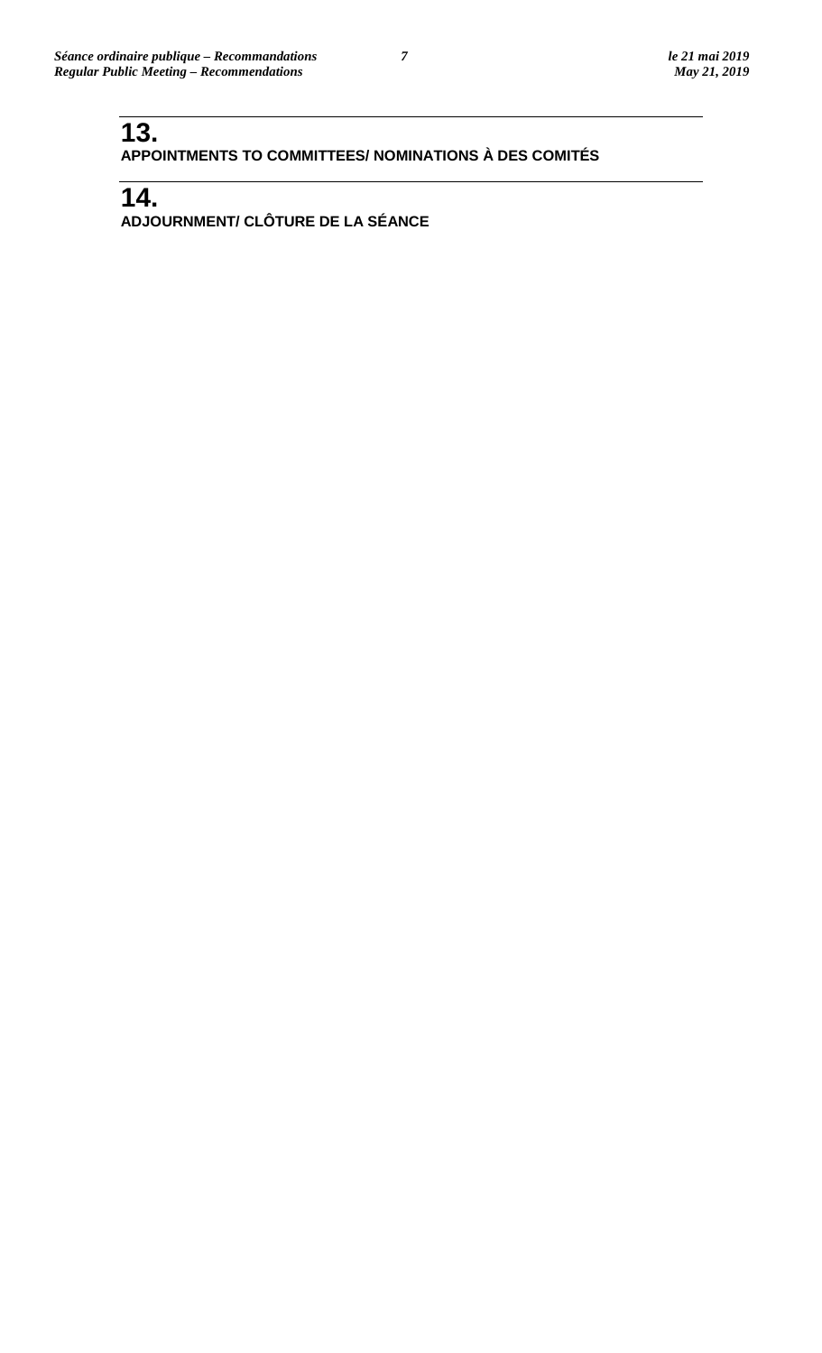## 13.

**APPOINTMENTS TO COMMITTEES/ NOMINATIONS À DES COMITÉS**

## 14.

**ADJOURNMENT/ CLÔTURE DE LA SÉANCE**